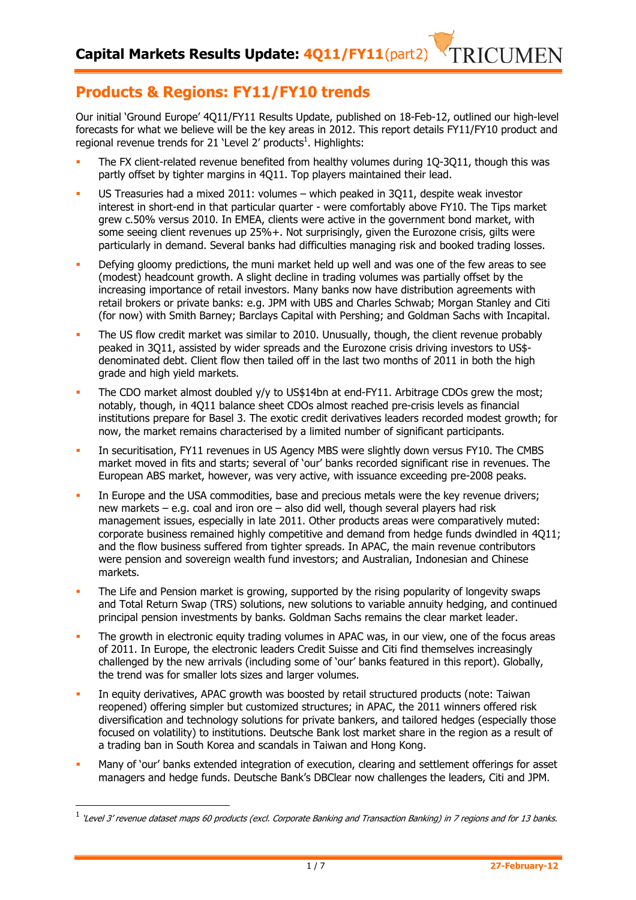# Capital Markets Results Update: 4Q11/FY11(part2)

## Products & Regions: FY11/FY10 trends

Our initial 'Ground Europe' 4Q11/FY11 Results Update, published on 18-Feb-12, outlined our high-level forecasts for what we believe will be the key areas in 2012. This report details FY11/FY10 product and regional revenue trends for 21 'Level 2' products[1]. Highlights:

- The FX client-related revenue benefited from healthy volumes during 1Q-3Q11, though this was partly offset by tighter margins in 4Q11. Top players maintained their lead.
- US Treasuries had a mixed 2011: volumes – which peaked in 3Q11, despite weak investor interest in short-end in that particular quarter - were comfortably above FY10. The Tips market grew c.50% versus 2010. In EMEA, clients were active in the government bond market, with some seeing client revenues up 25%+. Not surprisingly, given the Eurozone crisis, gilts were particularly in demand. Several banks had difficulties managing risk and booked trading losses.
- Defying gloomy predictions, the muni market held up well and was one of the few areas to see (modest) headcount growth. A slight decline in trading volumes was partially offset by the increasing importance of retail investors. Many banks now have distribution agreements with retail brokers or private banks: e.g. JPM with UBS and Charles Schwab; Morgan Stanley and Citi (for now) with Smith Barney; Barclays Capital with Pershing; and Goldman Sachs with Incapital.
- The US flow credit market was similar to 2010. Unusually, though, the client revenue probably peaked in 3Q11, assisted by wider spreads and the Eurozone crisis driving investors to US$-denominated debt. Client flow then tailed off in the last two months of 2011 in both the high grade and high yield markets.
- The CDO market almost doubled y/y to US$14bn at end-FY11. Arbitrage CDOs grew the most; notably, though, in 4Q11 balance sheet CDOs almost reached pre-crisis levels as financial institutions prepare for Basel 3. The exotic credit derivatives leaders recorded modest growth; for now, the market remains characterised by a limited number of significant participants.
- In securitisation, FY11 revenues in US Agency MBS were slightly down versus FY10. The CMBS market moved in fits and starts; several of 'our' banks recorded significant rise in revenues. The European ABS market, however, was very active, with issuance exceeding pre-2008 peaks.
- In Europe and the USA commodities, base and precious metals were the key revenue drivers; new markets – e.g. coal and iron ore – also did well, though several players had risk management issues, especially in late 2011. Other products areas were comparatively muted: corporate business remained highly competitive and demand from hedge funds dwindled in 4Q11; and the flow business suffered from tighter spreads. In APAC, the main revenue contributors were pension and sovereign wealth fund investors; and Australian, Indonesian and Chinese markets.
- The Life and Pension market is growing, supported by the rising popularity of longevity swaps and Total Return Swap (TRS) solutions, new solutions to variable annuity hedging, and continued principal pension investments by banks. Goldman Sachs remains the clear market leader.
- The growth in electronic equity trading volumes in APAC was, in our view, one of the focus areas of 2011. In Europe, the electronic leaders Credit Suisse and Citi find themselves increasingly challenged by the new arrivals (including some of 'our' banks featured in this report). Globally, the trend was for smaller lots sizes and larger volumes.
- In equity derivatives, APAC growth was boosted by retail structured products (note: Taiwan reopened) offering simpler but customized structures; in APAC, the 2011 winners offered risk diversification and technology solutions for private bankers, and tailored hedges (especially those focused on volatility) to institutions. Deutsche Bank lost market share in the region as a result of a trading ban in South Korea and scandals in Taiwan and Hong Kong.
- Many of 'our' banks extended integration of execution, clearing and settlement offerings for asset managers and hedge funds. Deutsche Bank's DBClear now challenges the leaders, Citi and JPM.

[1] *'Level 3' revenue dataset maps 60 products (excl. Corporate Banking and Transaction Banking) in 7 regions and for 13 banks.*

27-February-12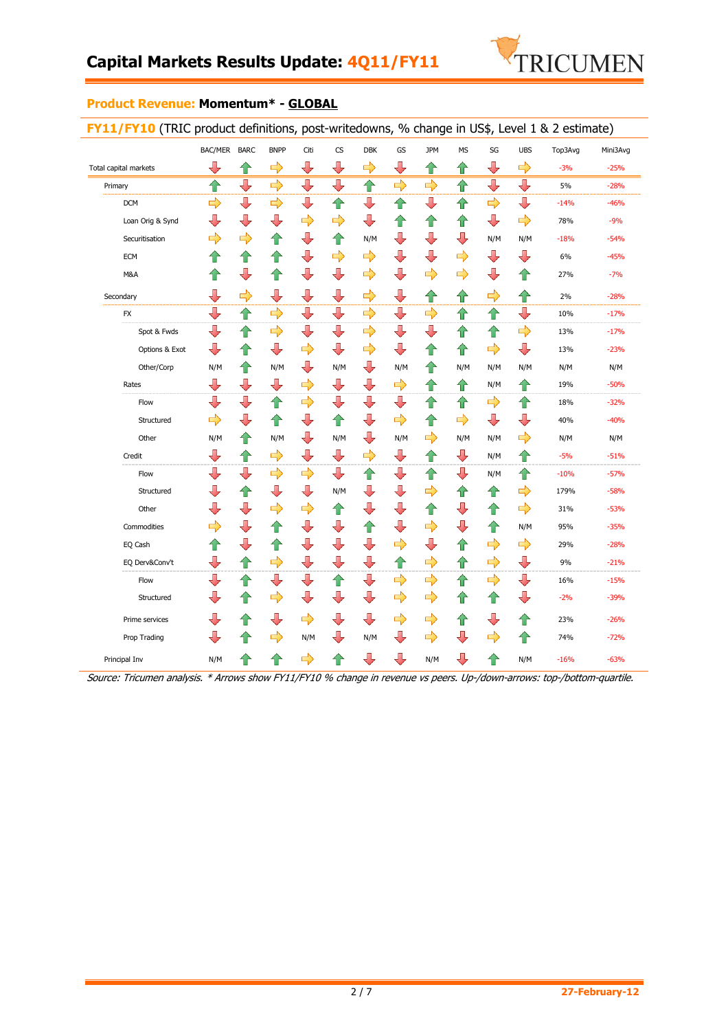# Capital Markets Results Update: 4Q11/FY11

## Product Revenue: Momentum* - GLOBAL

### FY11/FY10 (TRIC product definitions, post-writedowns, % change in US$, Level 1 & 2 estimate)

| | BAC/MER | BARC | BNPP | Citi | CS | DBK | GS | JPM | MS | SG | UBS | Top3Avg | Mini3Avg |
|---|---|---|---|---|---|---|---|---|---|---|---|---|---|
| Total capital markets | ↓ | ↑ | → | ↓ | ↓ | → | ↓ | ↑ | ↑ | ↓ | → | -3% | -25% |
| Primary | ↑ | ↓ | → | ↓ | ↓ | ↑ | → | → | ↑ | ↓ | ↓ | 5% | -28% |
| DCM | → | ↓ | → | ↓ | ↑ | ↓ | ↑ | ↓ | ↑ | → | ↓ | -14% | -46% |
| Loan Orig & Synd | ↓ | ↓ | ↓ | → | → | ↓ | ↑ | ↑ | ↑ | ↓ | → | 78% | -9% |
| Securitisation | → | → | ↑ | ↓ | ↑ | N/M | ↓ | ↓ | ↓ | N/M | N/M | -18% | -54% |
| ECM | ↑ | ↑ | ↑ | ↓ | → | → | ↓ | ↓ | → | ↓ | ↓ | 6% | -45% |
| M&A | ↑ | ↓ | ↑ | ↓ | ↓ | → | ↓ | → | → | ↓ | ↑ | 27% | -7% |
| Secondary | ↓ | → | ↓ | ↓ | ↓ | → | ↓ | ↑ | ↑ | → | ↑ | 2% | -28% |
| FX | ↓ | ↑ | → | ↓ | ↓ | → | ↓ | → | ↑ | ↑ | ↓ | 10% | -17% |
| Spot & Fwds | ↓ | ↑ | → | ↓ | ↓ | → | ↓ | ↓ | ↑ | ↑ | → | 13% | -17% |
| Options & Exot | ↓ | ↑ | ↓ | → | ↓ | → | ↓ | ↑ | ↑ | → | ↓ | 13% | -23% |
| Other/Corp | N/M | ↑ | N/M | ↓ | N/M | ↓ | N/M | ↑ | N/M | N/M | N/M | N/M | N/M |
| Rates | ↓ | ↓ | ↓ | → | ↓ | ↓ | → | ↑ | ↑ | N/M | ↑ | 19% | -50% |
| Flow | ↓ | ↓ | ↑ | → | ↓ | ↓ | ↓ | ↑ | ↑ | → | ↑ | 18% | -32% |
| Structured | → | ↓ | ↑ | ↓ | ↑ | ↓ | → | ↑ | → | ↓ | ↓ | 40% | -40% |
| Other | N/M | ↑ | N/M | ↓ | N/M | ↓ | N/M | → | N/M | N/M | → | N/M | N/M |
| Credit | ↓ | ↑ | → | ↓ | ↓ | → | ↓ | ↑ | ↓ | N/M | ↑ | -5% | -51% |
| Flow | ↓ | ↓ | → | → | ↓ | ↑ | ↓ | ↑ | ↓ | N/M | ↑ | -10% | -57% |
| Structured | ↓ | ↑ | ↓ | ↓ | N/M | ↓ | ↓ | → | ↑ | ↑ | → | 179% | -58% |
| Other | ↓ | ↓ | → | → | ↑ | ↓ | ↓ | ↑ | ↓ | ↑ | → | 31% | -53% |
| Commodities | → | ↓ | ↑ | ↓ | ↓ | ↑ | ↓ | → | ↓ | ↑ | N/M | 95% | -35% |
| EQ Cash | ↑ | ↓ | ↑ | ↓ | ↓ | ↓ | → | ↓ | ↑ | → | → | 29% | -28% |
| EQ Derv&Conv't | ↓ | ↑ | → | ↓ | ↓ | ↓ | ↑ | → | ↑ | → | ↓ | 9% | -21% |
| Flow | ↓ | ↑ | ↓ | ↓ | ↑ | ↓ | → | → | ↑ | → | ↓ | 16% | -15% |
| Structured | ↓ | ↑ | → | ↓ | ↓ | ↓ | → | → | ↑ | ↑ | ↓ | -2% | -39% |
| Prime services | ↓ | ↑ | ↓ | → | ↓ | ↓ | → | → | ↑ | ↓ | ↑ | 23% | -26% |
| Prop Trading | ↓ | ↑ | → | N/M | ↓ | N/M | ↓ | → | ↓ | → | ↑ | 74% | -72% |
| Principal Inv | N/M | ↑ | ↑ | → | ↑ | ↓ | ↓ | N/M | ↓ | ↑ | N/M | -16% | -63% |

*Source: Tricumen analysis. * Arrows show FY11/FY10 % change in revenue vs peers. Up-/down-arrows: top-/bottom-quartile.*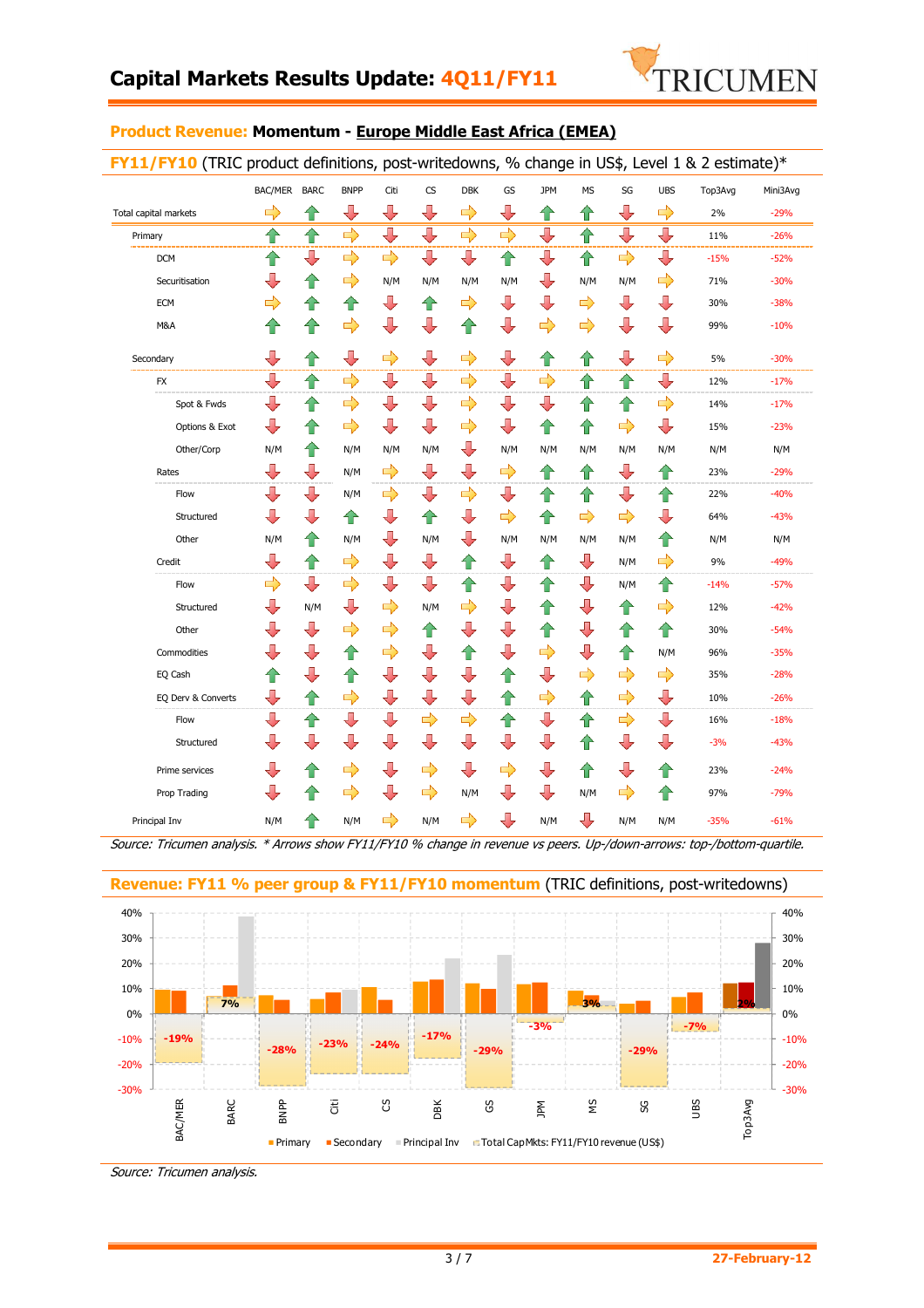## Capital Markets Results Update: 4Q11/FY11

### Product Revenue: Momentum - Europe Middle East Africa (EMEA)

**FY11/FY10** (TRIC product definitions, post-writedowns, % change in US$, Level 1 & 2 estimate)*

| | BAC/MER | BARC | BNPP | Citi | CS | DBK | GS | JPM | MS | SG | UBS | Top3Avg | Mini3Avg |
|---|---|---|---|---|---|---|---|---|---|---|---|---|---|
| Total capital markets | ⇨ | ⇧ | ⇩ | ⇩ | ⇩ | ⇨ | ⇩ | ⇧ | ⇧ | ⇩ | ⇨ | 2% | -29% |
| Primary | ⇧ | ⇧ | ⇨ | ⇩ | ⇩ | ⇨ | ⇨ | ⇩ | ⇧ | ⇩ | ⇩ | 11% | -26% |
| DCM | ⇧ | ⇩ | ⇨ | ⇨ | ⇩ | ⇩ | ⇧ | ⇩ | ⇧ | ⇨ | ⇩ | -15% | -52% |
| Securitisation | ⇩ | ⇧ | ⇨ | N/M | N/M | N/M | N/M | ⇩ | N/M | N/M | ⇨ | 71% | -30% |
| ECM | ⇨ | ⇧ | ⇧ | ⇩ | ⇧ | ⇨ | ⇩ | ⇩ | ⇨ | ⇩ | ⇩ | 30% | -38% |
| M&A | ⇧ | ⇧ | ⇨ | ⇩ | ⇩ | ⇧ | ⇩ | ⇨ | ⇨ | ⇩ | ⇩ | 99% | -10% |
| Secondary | ⇩ | ⇧ | ⇩ | ⇨ | ⇩ | ⇨ | ⇩ | ⇧ | ⇧ | ⇩ | ⇨ | 5% | -30% |
| FX | ⇩ | ⇧ | ⇨ | ⇩ | ⇩ | ⇨ | ⇩ | ⇨ | ⇧ | ⇧ | ⇩ | 12% | -17% |
| Spot & Fwds | ⇩ | ⇧ | ⇨ | ⇩ | ⇩ | ⇨ | ⇩ | ⇩ | ⇧ | ⇧ | ⇨ | 14% | -17% |
| Options & Exot | ⇩ | ⇧ | ⇨ | ⇩ | ⇩ | ⇨ | ⇩ | ⇧ | ⇧ | ⇨ | ⇩ | 15% | -23% |
| Other/Corp | N/M | ⇧ | N/M | N/M | N/M | ⇩ | N/M | N/M | N/M | N/M | N/M | N/M | N/M |
| Rates | ⇩ | ⇩ | N/M | ⇨ | ⇩ | ⇩ | ⇨ | ⇧ | ⇧ | ⇩ | ⇧ | 23% | -29% |
| Flow | ⇩ | ⇩ | N/M | ⇨ | ⇩ | ⇨ | ⇩ | ⇧ | ⇧ | ⇩ | ⇧ | 22% | -40% |
| Structured | ⇩ | ⇩ | ⇧ | ⇩ | ⇧ | ⇩ | ⇨ | ⇧ | ⇨ | ⇨ | ⇩ | 64% | -43% |
| Other | N/M | ⇧ | N/M | ⇩ | N/M | ⇩ | N/M | N/M | N/M | N/M | ⇧ | N/M | N/M |
| Credit | ⇩ | ⇧ | ⇨ | ⇩ | ⇩ | ⇧ | ⇩ | ⇧ | ⇩ | N/M | ⇨ | 9% | -49% |
| Flow | ⇨ | ⇩ | ⇨ | ⇩ | ⇩ | ⇧ | ⇩ | ⇧ | ⇩ | N/M | ⇧ | -14% | -57% |
| Structured | ⇩ | N/M | ⇩ | ⇨ | N/M | ⇨ | ⇩ | ⇧ | ⇩ | ⇧ | ⇨ | 12% | -42% |
| Other | ⇩ | ⇩ | ⇨ | ⇨ | ⇧ | ⇩ | ⇩ | ⇧ | ⇩ | ⇧ | ⇧ | 30% | -54% |
| Commodities | ⇩ | ⇩ | ⇧ | ⇨ | ⇩ | ⇧ | ⇩ | ⇨ | ⇩ | ⇧ | N/M | 96% | -35% |
| EQ Cash | ⇧ | ⇩ | ⇧ | ⇩ | ⇩ | ⇩ | ⇧ | ⇩ | ⇨ | ⇨ | ⇨ | 35% | -28% |
| EQ Derv & Converts | ⇩ | ⇧ | ⇨ | ⇩ | ⇩ | ⇩ | ⇧ | ⇨ | ⇧ | ⇨ | ⇩ | 10% | -26% |
| Flow | ⇩ | ⇧ | ⇩ | ⇩ | ⇨ | ⇨ | ⇧ | ⇩ | ⇧ | ⇨ | ⇩ | 16% | -18% |
| Structured | ⇩ | ⇩ | ⇩ | ⇩ | ⇩ | ⇩ | ⇩ | ⇩ | ⇧ | ⇩ | ⇩ | -3% | -43% |
| Prime services | ⇩ | ⇧ | ⇨ | ⇩ | ⇨ | ⇩ | ⇨ | ⇩ | ⇧ | ⇩ | ⇧ | 23% | -24% |
| Prop Trading | ⇩ | ⇧ | ⇨ | ⇩ | ⇨ | N/M | ⇩ | ⇩ | N/M | ⇨ | ⇧ | 97% | -79% |
| Principal Inv | N/M | ⇧ | N/M | ⇨ | N/M | ⇨ | ⇩ | N/M | ⇩ | N/M | N/M | -35% | -61% |

*Source: Tricumen analysis. * Arrows show FY11/FY10 % change in revenue vs peers. Up-/down-arrows: top-/bottom-quartile.*

### Revenue: FY11 % peer group & FY11/FY10 momentum (TRIC definitions, post-writedowns)

Total CapMkts: FY11/FY10 revenue (US$): BAC/MER -19%, BARC 7%, BNPP -28%, Citi -23%, CS -24%, DBK -17%, GS -29%, JPM -3%, MS 3%, SG -29%, UBS -7%, Top3Avg 2%

Legend: Primary, Secondary, Principal Inv, Total CapMkts: FY11/FY10 revenue (US$)

*Source: Tricumen analysis.*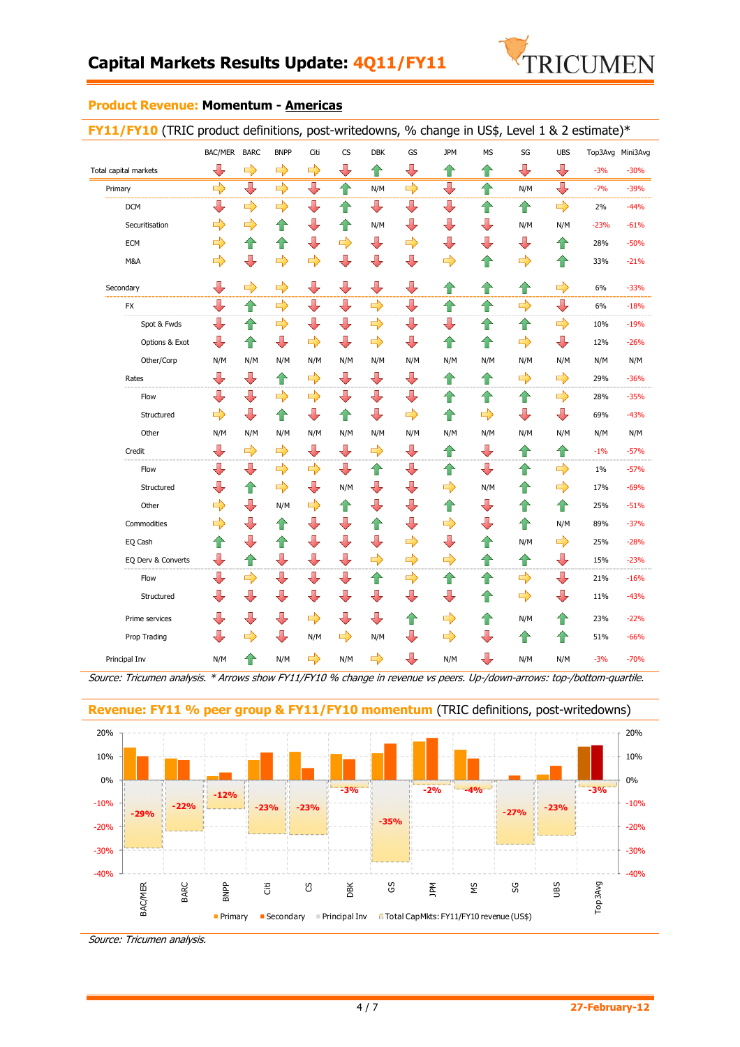# Capital Markets Results Update: 4Q11/FY11

## Product Revenue: Momentum - Americas

### FY11/FY10 (TRIC product definitions, post-writedowns, % change in US$, Level 1 & 2 estimate)*

Arrow key: ↑ = up-arrow (top-quartile), ↓ = down-arrow (bottom-quartile), → = sideways arrow.

| | BAC/MER | BARC | BNPP | Citi | CS | DBK | GS | JPM | MS | SG | UBS | Top3Avg | Mini3Avg |
|---|---|---|---|---|---|---|---|---|---|---|---|---|---|
| Total capital markets | ↓ | → | → | → | ↓ | ↑ | ↓ | ↑ | ↑ | ↓ | ↓ | -3% | -30% |
| Primary | → | ↓ | → | ↓ | ↑ | N/M | → | ↓ | ↑ | N/M | ↓ | -7% | -39% |
| DCM | ↓ | → | → | ↓ | ↑ | ↓ | ↓ | ↓ | ↑ | ↑ | → | 2% | -44% |
| Securitisation | → | → | ↑ | ↓ | ↑ | N/M | ↓ | ↓ | ↓ | N/M | N/M | -23% | -61% |
| ECM | → | ↑ | ↑ | ↓ | → | ↓ | → | ↓ | ↓ | ↓ | ↑ | 28% | -50% |
| M&A | → | ↓ | → | → | ↓ | ↓ | ↓ | → | ↑ | → | ↑ | 33% | -21% |
| Secondary | ↓ | → | → | ↓ | ↓ | ↓ | ↓ | ↑ | ↑ | ↑ | → | 6% | -33% |
| FX | ↓ | ↑ | → | ↓ | ↓ | → | ↓ | ↑ | ↑ | → | ↓ | 6% | -18% |
| Spot & Fwds | ↓ | ↑ | → | ↓ | ↓ | → | ↓ | ↓ | ↑ | ↑ | → | 10% | -19% |
| Options & Exot | ↓ | ↑ | ↓ | → | ↓ | → | ↓ | ↑ | ↑ | → | ↓ | 12% | -26% |
| Other/Corp | N/M | N/M | N/M | N/M | N/M | N/M | N/M | N/M | N/M | N/M | N/M | N/M | N/M |
| Rates | ↓ | ↓ | ↑ | → | ↓ | ↓ | ↓ | ↑ | ↑ | → | → | 29% | -36% |
| Flow | ↓ | ↓ | → | → | ↓ | ↓ | ↓ | ↑ | ↑ | ↑ | → | 28% | -35% |
| Structured | → | ↓ | ↑ | ↓ | ↑ | ↓ | → | ↑ | → | ↓ | ↓ | 69% | -43% |
| Other | N/M | N/M | N/M | N/M | N/M | N/M | N/M | N/M | N/M | N/M | N/M | N/M | N/M |
| Credit | ↓ | → | → | ↓ | ↓ | → | ↓ | ↑ | ↓ | ↑ | ↑ | -1% | -57% |
| Flow | ↓ | ↓ | → | → | ↓ | ↑ | ↓ | ↑ | ↓ | ↑ | → | 1% | -57% |
| Structured | ↓ | ↑ | → | ↓ | N/M | ↓ | ↓ | → | N/M | ↑ | → | 17% | -69% |
| Other | → | ↓ | N/M | → | ↑ | ↓ | ↓ | ↑ | ↓ | ↑ | ↑ | 25% | -51% |
| Commodities | → | ↓ | ↑ | ↓ | ↓ | ↑ | ↓ | → | ↓ | ↑ | N/M | 89% | -37% |
| EQ Cash | ↑ | ↓ | ↑ | ↓ | ↓ | ↓ | → | ↓ | ↑ | N/M | → | 25% | -28% |
| EQ Derv & Converts | ↓ | ↑ | ↓ | ↓ | ↓ | → | → | → | ↑ | ↑ | ↓ | 15% | -23% |
| Flow | ↓ | → | ↓ | ↓ | ↓ | ↑ | → | ↑ | ↑ | → | ↓ | 21% | -16% |
| Structured | ↓ | ↓ | ↓ | ↓ | ↓ | ↓ | ↓ | ↓ | ↑ | → | ↓ | 11% | -43% |
| Prime services | ↓ | ↓ | ↓ | → | ↓ | ↓ | ↑ | → | ↑ | N/M | ↑ | 23% | -22% |
| Prop Trading | ↓ | → | ↓ | N/M | → | N/M | ↓ | → | ↓ | ↑ | ↑ | 51% | -66% |
| Principal Inv | N/M | ↑ | N/M | → | N/M | → | ↓ | N/M | ↓ | N/M | N/M | -3% | -70% |

*Source: Tricumen analysis. * Arrows show FY11/FY10 % change in revenue vs peers. Up-/down-arrows: top-/bottom-quartile.*

### Revenue: FY11 % peer group & FY11/FY10 momentum (TRIC definitions, post-writedowns)

Legend: Primary, Secondary, Principal Inv, Total CapMkts: FY11/FY10 revenue (US$)

| | BAC/MER | BARC | BNPP | Citi | CS | DBK | GS | JPM | MS | SG | UBS | Top3Avg |
|---|---|---|---|---|---|---|---|---|---|---|---|---|
| Total CapMkts: FY11/FY10 revenue (US$) | -29% | -22% | -12% | -23% | -23% | -3% | -35% | -2% | -4% | -27% | -23% | -3% |

*Source: Tricumen analysis.*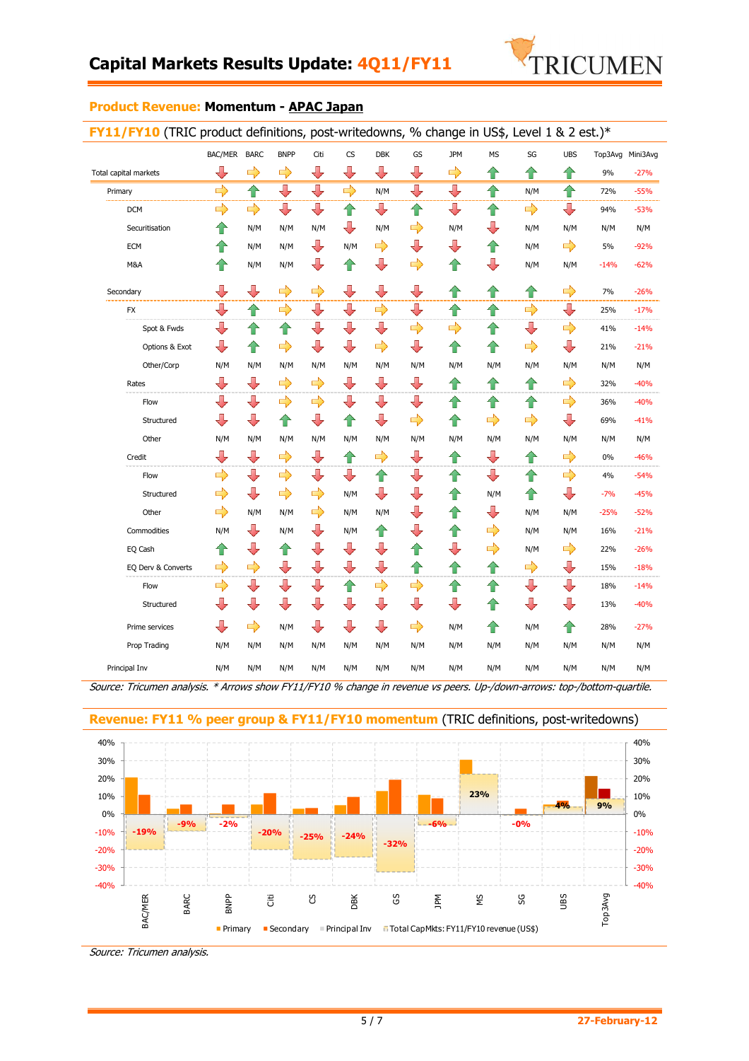# Capital Markets Results Update: 4Q11/FY11

## Product Revenue: Momentum - APAC Japan

### FY11/FY10 (TRIC product definitions, post-writedowns, % change in US$, Level 1 & 2 est.)*

| | BAC/MER | BARC | BNPP | Citi | CS | DBK | GS | JPM | MS | SG | UBS | Top3Avg | Mini3Avg |
|---|---|---|---|---|---|---|---|---|---|---|---|---|---|
| Total capital markets | ↓ | → | → | ↓ | ↓ | ↓ | ↓ | → | ↑ | ↑ | ↑ | 9% | -27% |
| Primary | → | ↑ | ↓ | ↓ | → | N/M | ↓ | ↓ | ↑ | N/M | ↑ | 72% | -55% |
| DCM | → | → | ↓ | ↓ | ↑ | ↓ | ↑ | ↓ | ↑ | → | ↓ | 94% | -53% |
| Securitisation | ↑ | N/M | N/M | N/M | ↓ | N/M | → | N/M | ↓ | N/M | N/M | N/M | N/M |
| ECM | ↑ | N/M | N/M | ↓ | N/M | → | ↓ | ↓ | ↑ | N/M | → | 5% | -92% |
| M&A | ↑ | N/M | N/M | ↓ | ↑ | ↓ | → | ↑ | ↓ | N/M | N/M | -14% | -62% |
| Secondary | ↓ | ↓ | → | → | ↓ | ↓ | ↓ | ↑ | ↑ | ↑ | → | 7% | -26% |
| FX | ↓ | ↑ | → | ↓ | ↓ | → | ↓ | ↑ | ↑ | → | ↓ | 25% | -17% |
| Spot & Fwds | ↓ | ↑ | ↑ | ↓ | ↓ | ↓ | → | → | ↑ | ↓ | → | 41% | -14% |
| Options & Exot | ↓ | ↑ | → | ↓ | ↓ | → | ↓ | ↑ | ↑ | → | ↓ | 21% | -21% |
| Other/Corp | N/M | N/M | N/M | N/M | N/M | N/M | N/M | N/M | N/M | N/M | N/M | N/M | N/M |
| Rates | ↓ | ↓ | → | → | ↓ | ↓ | ↓ | ↑ | ↑ | ↑ | → | 32% | -40% |
| Flow | ↓ | ↓ | → | → | ↓ | ↓ | ↓ | ↑ | ↑ | ↑ | → | 36% | -40% |
| Structured | ↓ | ↓ | ↑ | ↓ | ↑ | ↓ | → | ↑ | → | → | ↓ | 69% | -41% |
| Other | N/M | N/M | N/M | N/M | N/M | N/M | N/M | N/M | N/M | N/M | N/M | N/M | N/M |
| Credit | ↓ | ↓ | → | ↓ | ↑ | → | ↓ | ↑ | ↓ | ↑ | → | 0% | -46% |
| Flow | → | ↓ | → | ↓ | ↓ | ↑ | ↓ | ↑ | ↓ | ↑ | → | 4% | -54% |
| Structured | → | ↓ | → | → | N/M | ↓ | ↓ | ↑ | N/M | ↑ | ↓ | -7% | -45% |
| Other | → | N/M | N/M | → | N/M | N/M | ↓ | ↑ | ↓ | N/M | N/M | -25% | -52% |
| Commodities | N/M | ↓ | N/M | ↓ | N/M | ↑ | ↓ | ↑ | → | N/M | N/M | 16% | -21% |
| EQ Cash | ↑ | ↓ | ↑ | ↓ | ↓ | ↓ | ↑ | ↓ | → | N/M | → | 22% | -26% |
| EQ Derv & Converts | → | → | ↓ | ↓ | ↓ | ↓ | ↑ | ↑ | ↑ | → | ↓ | 15% | -18% |
| Flow | → | ↓ | ↓ | ↓ | ↑ | → | → | ↑ | ↑ | ↓ | ↓ | 18% | -14% |
| Structured | ↓ | ↓ | ↓ | ↓ | ↓ | ↓ | ↓ | ↓ | ↑ | ↓ | ↓ | 13% | -40% |
| Prime services | ↓ | → | N/M | ↓ | ↓ | ↓ | → | N/M | ↑ | N/M | ↑ | 28% | -27% |
| Prop Trading | N/M | N/M | N/M | N/M | N/M | N/M | N/M | N/M | N/M | N/M | N/M | N/M | N/M |
| Principal Inv | N/M | N/M | N/M | N/M | N/M | N/M | N/M | N/M | N/M | N/M | N/M | N/M | N/M |

*Source: Tricumen analysis. * Arrows show FY11/FY10 % change in revenue vs peers. Up-/down-arrows: top-/bottom-quartile.*

### Revenue: FY11 % peer group & FY11/FY10 momentum (TRIC definitions, post-writedowns)

Legend: Primary, Secondary, Principal Inv, Total CapMkts: FY11/FY10 revenue (US$)

| | BAC/MER | BARC | BNPP | Citi | CS | DBK | GS | JPM | MS | SG | UBS | Top3Avg |
|---|---|---|---|---|---|---|---|---|---|---|---|---|
| Total CapMkts: FY11/FY10 revenue (US$) | -19% | -9% | -2% | -20% | -25% | -24% | -32% | -6% | 23% | -0% | 4% | 9% |

*Source: Tricumen analysis.*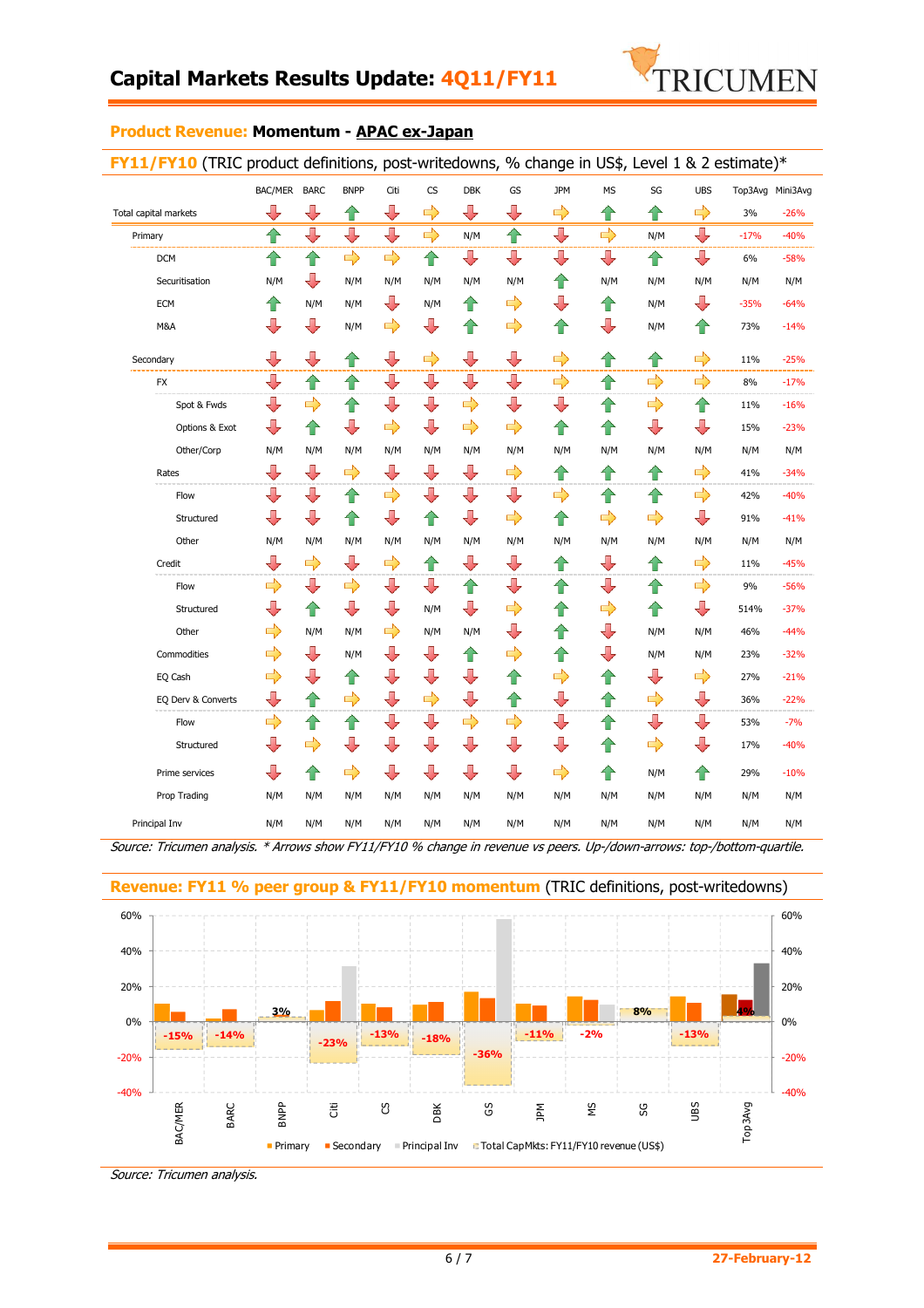# Capital Markets Results Update: 4Q11/FY11

## Product Revenue: Momentum - APAC ex-Japan

### FY11/FY10 (TRIC product definitions, post-writedowns, % change in US$, Level 1 & 2 estimate)*

| | BAC/MER | BARC | BNPP | Citi | CS | DBK | GS | JPM | MS | SG | UBS | Top3Avg | Mini3Avg |
|---|---|---|---|---|---|---|---|---|---|---|---|---|---|
| Total capital markets | ↓ | ↓ | ↑ | ↓ | ⇨ | ↓ | ↓ | ⇨ | ↑ | ↑ | ⇨ | 3% | -26% |
| Primary | ↑ | ↓ | ↓ | ↓ | ⇨ | N/M | ↑ | ↓ | ⇨ | N/M | ↓ | -17% | -40% |
| DCM | ↑ | ↑ | ⇨ | ⇨ | ↑ | ↓ | ↓ | ↓ | ↓ | ↑ | ↓ | 6% | -58% |
| Securitisation | N/M | ↓ | N/M | N/M | N/M | N/M | N/M | ↑ | N/M | N/M | N/M | N/M | N/M |
| ECM | ↑ | N/M | N/M | ↓ | N/M | ↑ | ⇨ | ↓ | ↑ | N/M | ↓ | -35% | -64% |
| M&A | ↓ | ↓ | N/M | ⇨ | ↓ | ↑ | ⇨ | ↑ | ↓ | N/M | ↑ | 73% | -14% |
| Secondary | ↓ | ↓ | ↑ | ↓ | ⇨ | ↓ | ↓ | ⇨ | ↑ | ↑ | ⇨ | 11% | -25% |
| FX | ↓ | ↑ | ↑ | ↓ | ↓ | ↓ | ↓ | ⇨ | ↑ | ⇨ | ⇨ | 8% | -17% |
| Spot & Fwds | ↓ | ⇨ | ↑ | ↓ | ↓ | ⇨ | ↓ | ↓ | ↑ | ⇨ | ↑ | 11% | -16% |
| Options & Exot | ↓ | ↑ | ↓ | ⇨ | ↓ | ⇨ | ⇨ | ↑ | ↑ | ↓ | ↓ | 15% | -23% |
| Other/Corp | N/M | N/M | N/M | N/M | N/M | N/M | N/M | N/M | N/M | N/M | N/M | N/M | N/M |
| Rates | ↓ | ↓ | ⇨ | ↓ | ↓ | ↓ | ⇨ | ↑ | ↑ | ↑ | ⇨ | 41% | -34% |
| Flow | ↓ | ↓ | ↑ | ⇨ | ↓ | ↓ | ↓ | ⇨ | ↑ | ↑ | ⇨ | 42% | -40% |
| Structured | ↓ | ↓ | ↑ | ↓ | ↑ | ↓ | ⇨ | ↑ | ⇨ | ⇨ | ↓ | 91% | -41% |
| Other | N/M | N/M | N/M | N/M | N/M | N/M | N/M | N/M | N/M | N/M | N/M | N/M | N/M |
| Credit | ↓ | ⇨ | ↓ | ⇨ | ↑ | ↓ | ↓ | ↑ | ↓ | ↑ | ⇨ | 11% | -45% |
| Flow | ⇨ | ↓ | ⇨ | ↓ | ↓ | ↑ | ↓ | ↑ | ↓ | ↑ | ↓ | 9% | -56% |
| Structured | ↓ | ↑ | ↓ | ↓ | N/M | ↓ | ⇨ | ↑ | ⇨ | ↑ | ↓ | 514% | -37% |
| Other | ⇨ | N/M | N/M | ⇨ | N/M | N/M | ↓ | ↑ | ↓ | N/M | N/M | 46% | -44% |
| Commodities | ⇨ | ↓ | N/M | ↓ | ↓ | ↑ | ⇨ | ↑ | ↓ | N/M | N/M | 23% | -32% |
| EQ Cash | ⇨ | ↓ | ↑ | ↓ | ↓ | ↓ | ↑ | ⇨ | ↑ | ↓ | ⇨ | 27% | -21% |
| EQ Derv & Converts | ↓ | ↑ | ⇨ | ↓ | ⇨ | ↓ | ↑ | ↓ | ↑ | ⇨ | ↓ | 36% | -22% |
| Flow | ⇨ | ↑ | ↑ | ↓ | ↓ | ⇨ | ⇨ | ↓ | ↑ | ↓ | ↓ | 53% | -7% |
| Structured | ↓ | ⇨ | ↓ | ↓ | ↓ | ↓ | ↓ | ↓ | ↑ | ⇨ | ↓ | 17% | -40% |
| Prime services | ↓ | ↑ | ⇨ | ↓ | ↓ | ↓ | ↓ | ⇨ | ↑ | N/M | ↑ | 29% | -10% |
| Prop Trading | N/M | N/M | N/M | N/M | N/M | N/M | N/M | N/M | N/M | N/M | N/M | N/M | N/M |
| Principal Inv | N/M | N/M | N/M | N/M | N/M | N/M | N/M | N/M | N/M | N/M | N/M | N/M | N/M |

*Source: Tricumen analysis. * Arrows show FY11/FY10 % change in revenue vs peers. Up-/down-arrows: top-/bottom-quartile.*

### Revenue: FY11 % peer group & FY11/FY10 momentum (TRIC definitions, post-writedowns)

Total CapMkts: FY11/FY10 revenue (US$):

| BAC/MER | BARC | BNPP | Citi | CS | DBK | GS | JPM | MS | SG | UBS | Top3Avg |
|---|---|---|---|---|---|---|---|---|---|---|---|
| -15% | -14% | 3% | -23% | -13% | -18% | -36% | -11% | -2% | 8% | -13% | 4% |

Legend: Primary, Secondary, Principal Inv, Total CapMkts: FY11/FY10 revenue (US$)

*Source: Tricumen analysis.*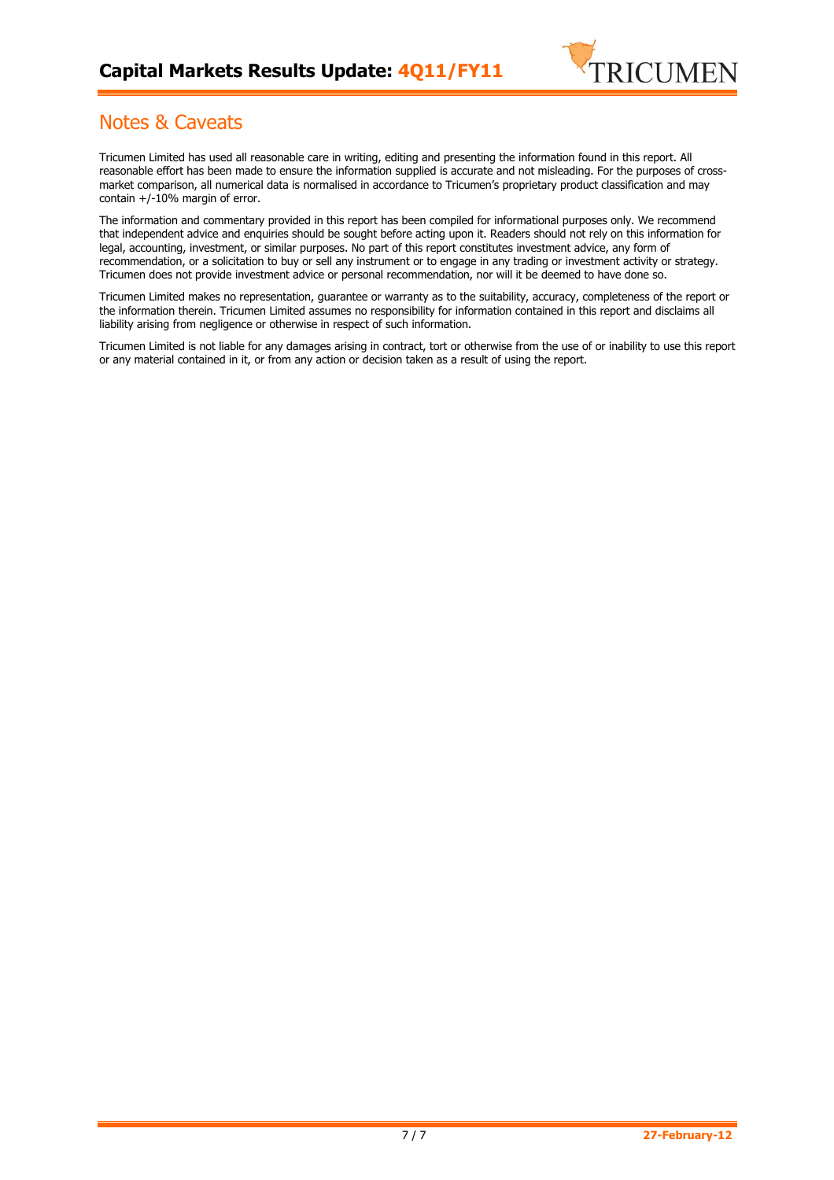# Notes & Caveats

Tricumen Limited has used all reasonable care in writing, editing and presenting the information found in this report. All reasonable effort has been made to ensure the information supplied is accurate and not misleading. For the purposes of cross-market comparison, all numerical data is normalised in accordance to Tricumen's proprietary product classification and may contain +/-10% margin of error.

The information and commentary provided in this report has been compiled for informational purposes only. We recommend that independent advice and enquiries should be sought before acting upon it. Readers should not rely on this information for legal, accounting, investment, or similar purposes. No part of this report constitutes investment advice, any form of recommendation, or a solicitation to buy or sell any instrument or to engage in any trading or investment activity or strategy. Tricumen does not provide investment advice or personal recommendation, nor will it be deemed to have done so.

Tricumen Limited makes no representation, guarantee or warranty as to the suitability, accuracy, completeness of the report or the information therein. Tricumen Limited assumes no responsibility for information contained in this report and disclaims all liability arising from negligence or otherwise in respect of such information.

Tricumen Limited is not liable for any damages arising in contract, tort or otherwise from the use of or inability to use this report or any material contained in it, or from any action or decision taken as a result of using the report.